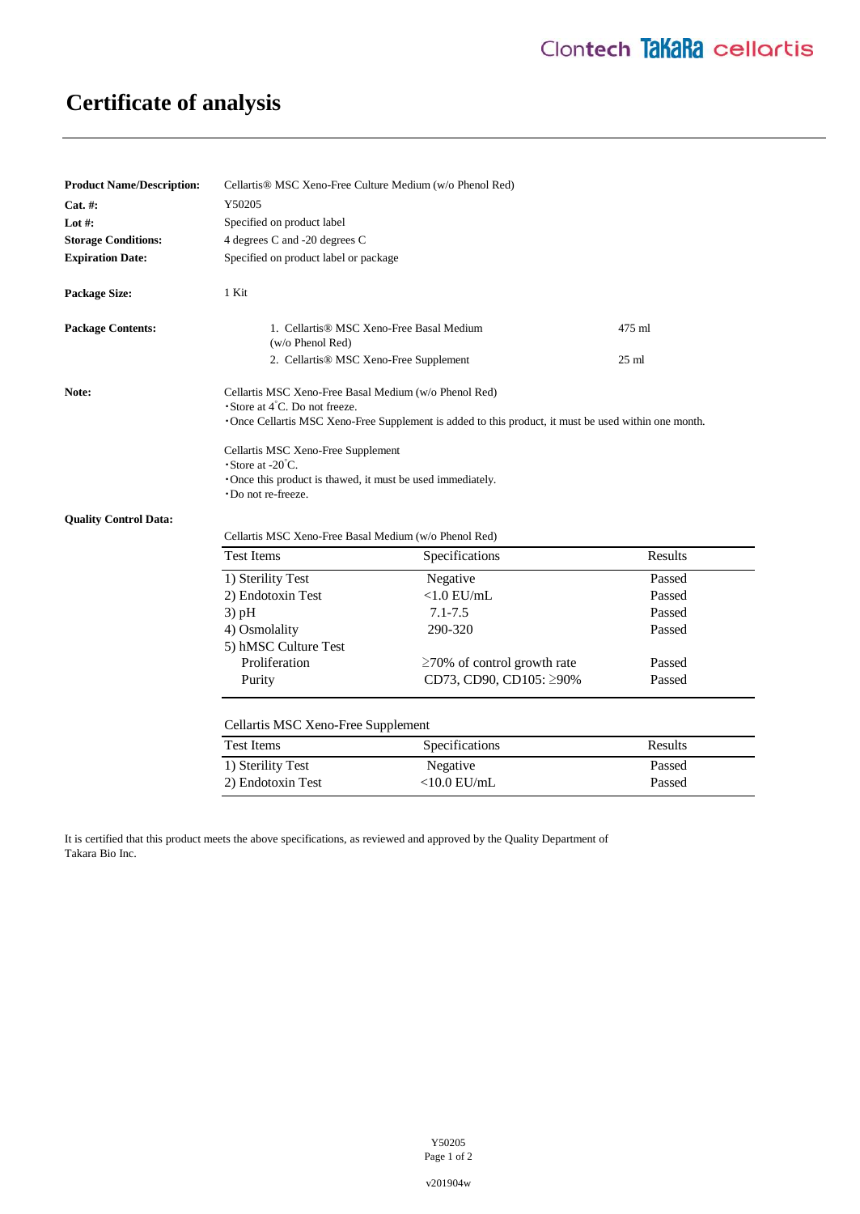# Certificate of analysis

**Product Name/Description:** Cellartis® MSC Xeno-Free Culture Medium (w/o Phenol Red)

**Cat. #:** Y50205

**Lot #:** Specified on product label

**Storage Conditions:** 4 degrees C and -20 degrees C

**Expiration Date:** Specified on product label or package

**Package Size:** 1 Kit

**Package Contents:**

| | |
|---|---|
| 1. Cellartis® MSC Xeno-Free Basal Medium (w/o Phenol Red) | 475 ml |
| 2. Cellartis® MSC Xeno-Free Supplement | 25 ml |

**Note:**

Cellartis MSC Xeno-Free Basal Medium (w/o Phenol Red)
- Store at 4°C. Do not freeze.
- Once Cellartis MSC Xeno-Free Supplement is added to this product, it must be used within one month.

Cellartis MSC Xeno-Free Supplement
- Store at -20°C.
- Once this product is thawed, it must be used immediately.
- Do not re-freeze.

**Quality Control Data:**

Cellartis MSC Xeno-Free Basal Medium (w/o Phenol Red)

| Test Items | Specifications | Results |
|---|---|---|
| 1) Sterility Test | Negative | Passed |
| 2) Endotoxin Test | <1.0 EU/mL | Passed |
| 3) pH | 7.1-7.5 | Passed |
| 4) Osmolality | 290-320 | Passed |
| 5) hMSC Culture Test | | |
| Proliferation | ≥70% of control growth rate | Passed |
| Purity | CD73, CD90, CD105: ≥90% | Passed |

Cellartis MSC Xeno-Free Supplement

| Test Items | Specifications | Results |
|---|---|---|
| 1) Sterility Test | Negative | Passed |
| 2) Endotoxin Test | <10.0 EU/mL | Passed |

It is certified that this product meets the above specifications, as reviewed and approved by the Quality Department of Takara Bio Inc.

v201904w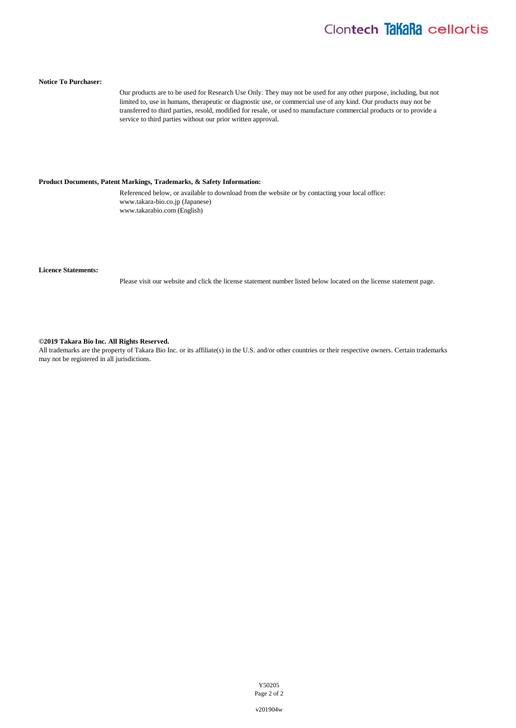**Notice To Purchaser:**

Our products are to be used for Research Use Only. They may not be used for any other purpose, including, but not limited to, use in humans, therapeutic or diagnostic use, or commercial use of any kind. Our products may not be transferred to third parties, resold, modified for resale, or used to manufacture commercial products or to provide a service to third parties without our prior written approval.

**Product Documents, Patent Markings, Trademarks, & Safety Information:**

Referenced below, or available to download from the website or by contacting your local office:
www.takara-bio.co.jp (Japanese)
www.takarabio.com (English)

**Licence Statements:**

Please visit our website and click the license statement number listed below located on the license statement page.

**©2019 Takara Bio Inc. All Rights Reserved.**
All trademarks are the property of Takara Bio Inc. or its affiliate(s) in the U.S. and/or other countries or their respective owners. Certain trademarks may not be registered in all jurisdictions.

Y50205

v201904w